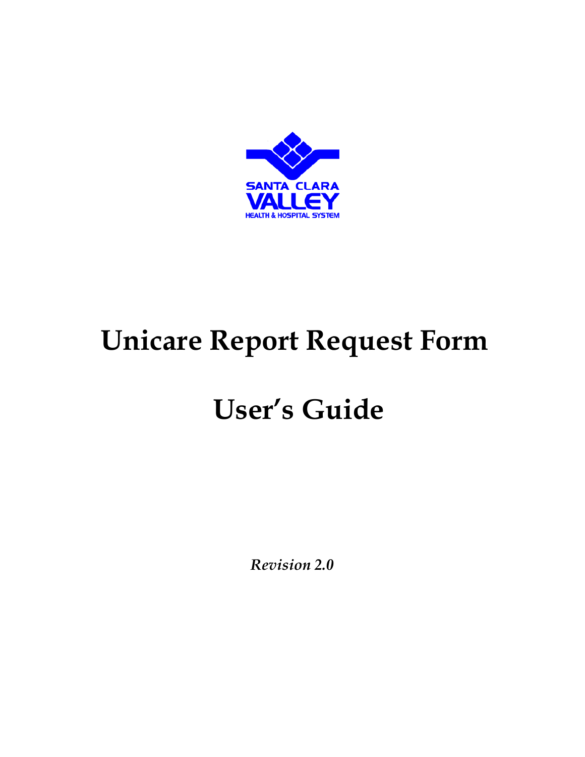SANTA CLARA VALLEY HEALTH & HOSPITAL SYSTEM

# Unicare Report Request Form

# User's Guide

*Revision 2.0*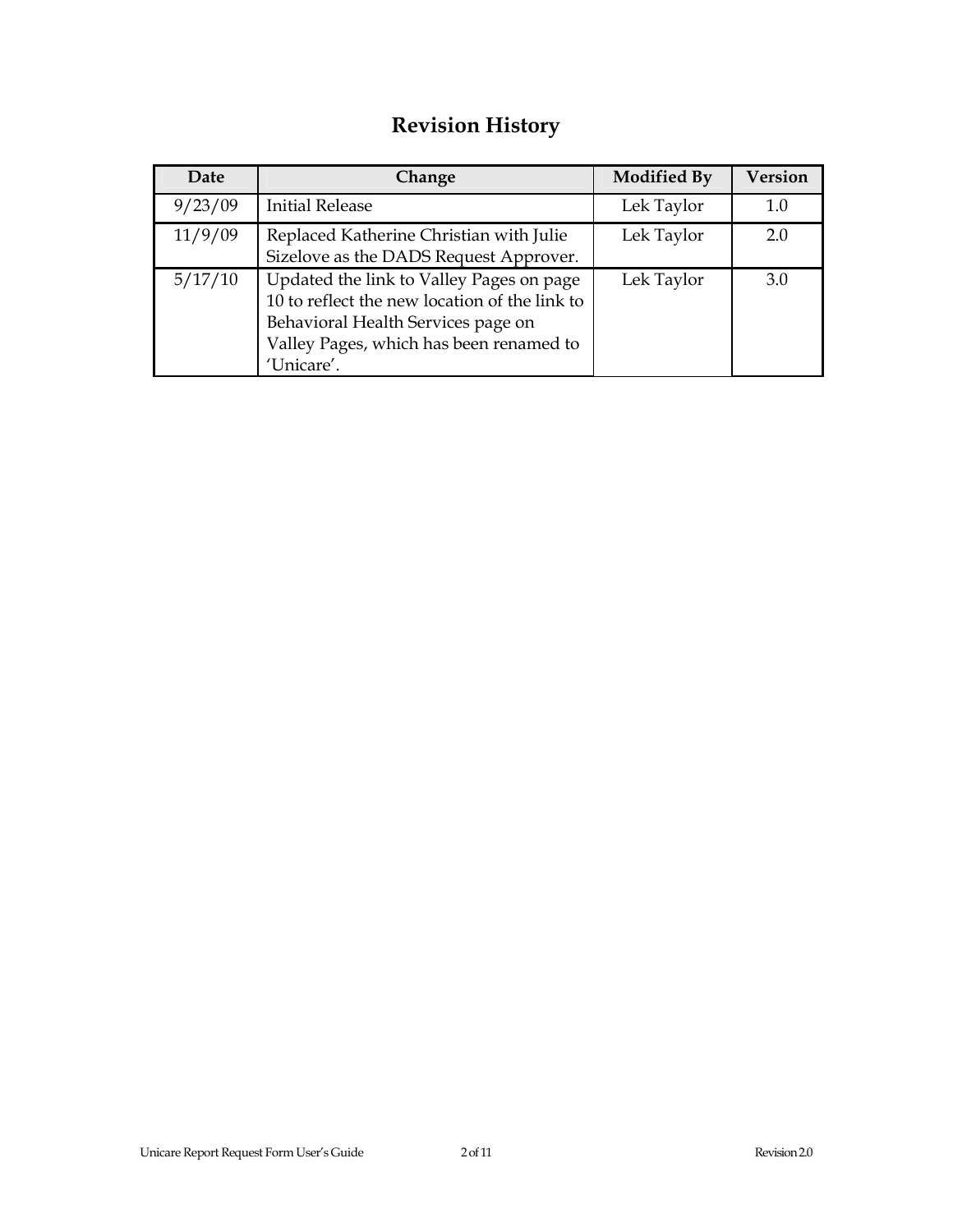# Revision History

| Date | Change | Modified By | Version |
|---|---|---|---|
| 9/23/09 | Initial Release | Lek Taylor | 1.0 |
| 11/9/09 | Replaced Katherine Christian with Julie Sizelove as the DADS Request Approver. | Lek Taylor | 2.0 |
| 5/17/10 | Updated the link to Valley Pages on page 10 to reflect the new location of the link to Behavioral Health Services page on Valley Pages, which has been renamed to 'Unicare'. | Lek Taylor | 3.0 |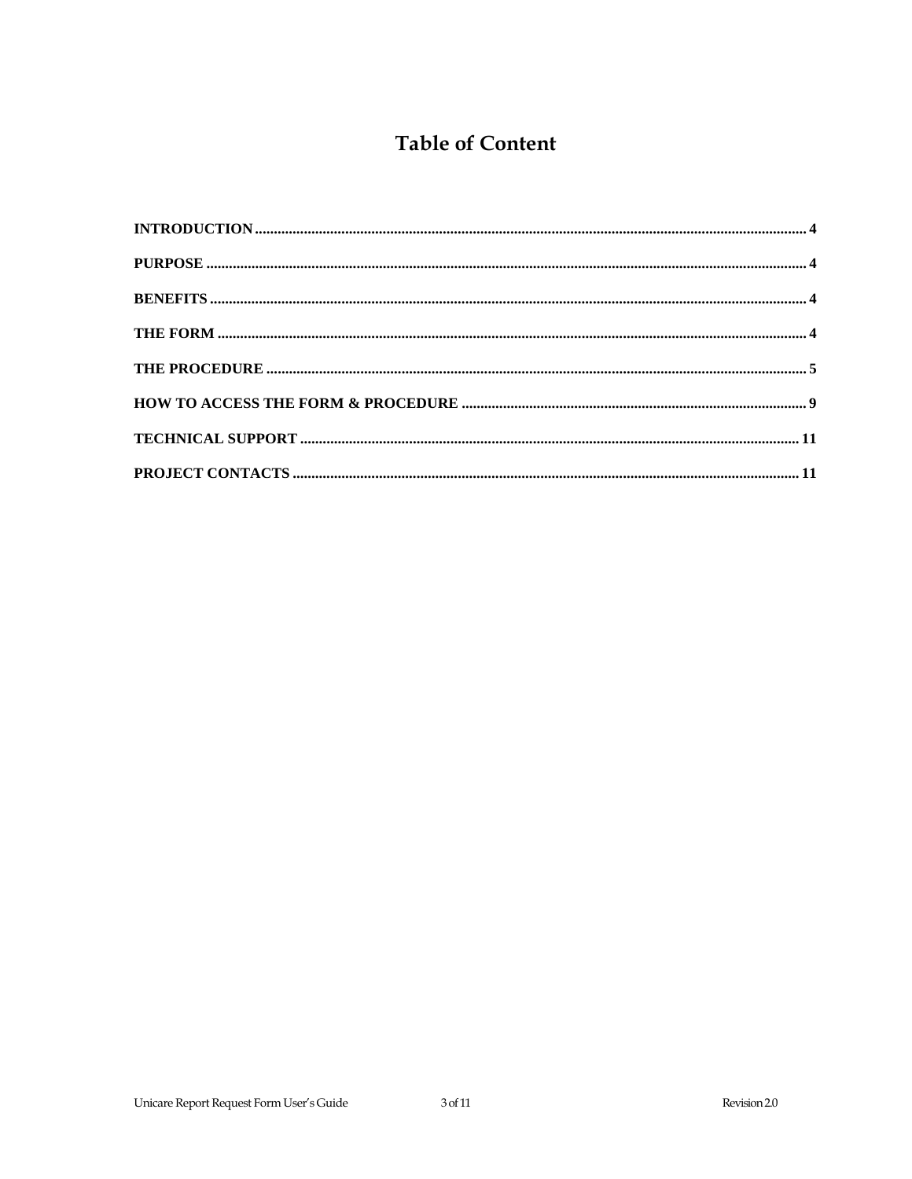# Table of Content

**INTRODUCTION** ..................................................................................... 4

**PURPOSE** ..................................................................................... 4

**BENEFITS** ..................................................................................... 4

**THE FORM** ..................................................................................... 4

**THE PROCEDURE** ..................................................................................... 5

**HOW TO ACCESS THE FORM & PROCEDURE** ..................................................................................... 9

**TECHNICAL SUPPORT** ..................................................................................... 11

**PROJECT CONTACTS** ..................................................................................... 11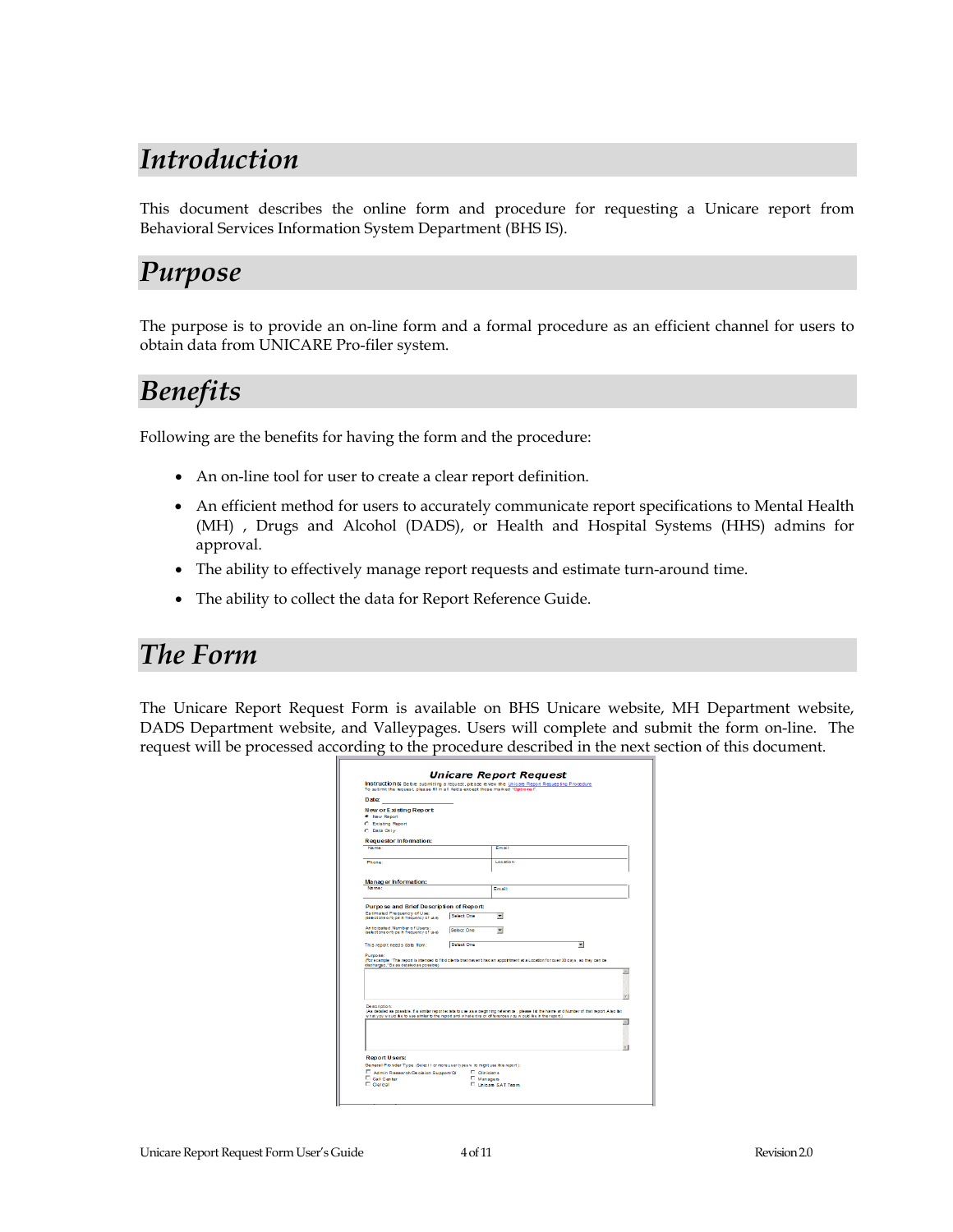# Introduction

This document describes the online form and procedure for requesting a Unicare report from Behavioral Services Information System Department (BHS IS).

# Purpose

The purpose is to provide an on-line form and a formal procedure as an efficient channel for users to obtain data from UNICARE Pro-filer system.

# Benefits

Following are the benefits for having the form and the procedure:

- An on-line tool for user to create a clear report definition.
- An efficient method for users to accurately communicate report specifications to Mental Health (MH) , Drugs and Alcohol (DADS), or Health and Hospital Systems (HHS) admins for approval.
- The ability to effectively manage report requests and estimate turn-around time.
- The ability to collect the data for Report Reference Guide.

# The Form

The Unicare Report Request Form is available on BHS Unicare website, MH Department website, DADS Department website, and Valleypages. Users will complete and submit the form on-line. The request will be processed according to the procedure described in the next section of this document.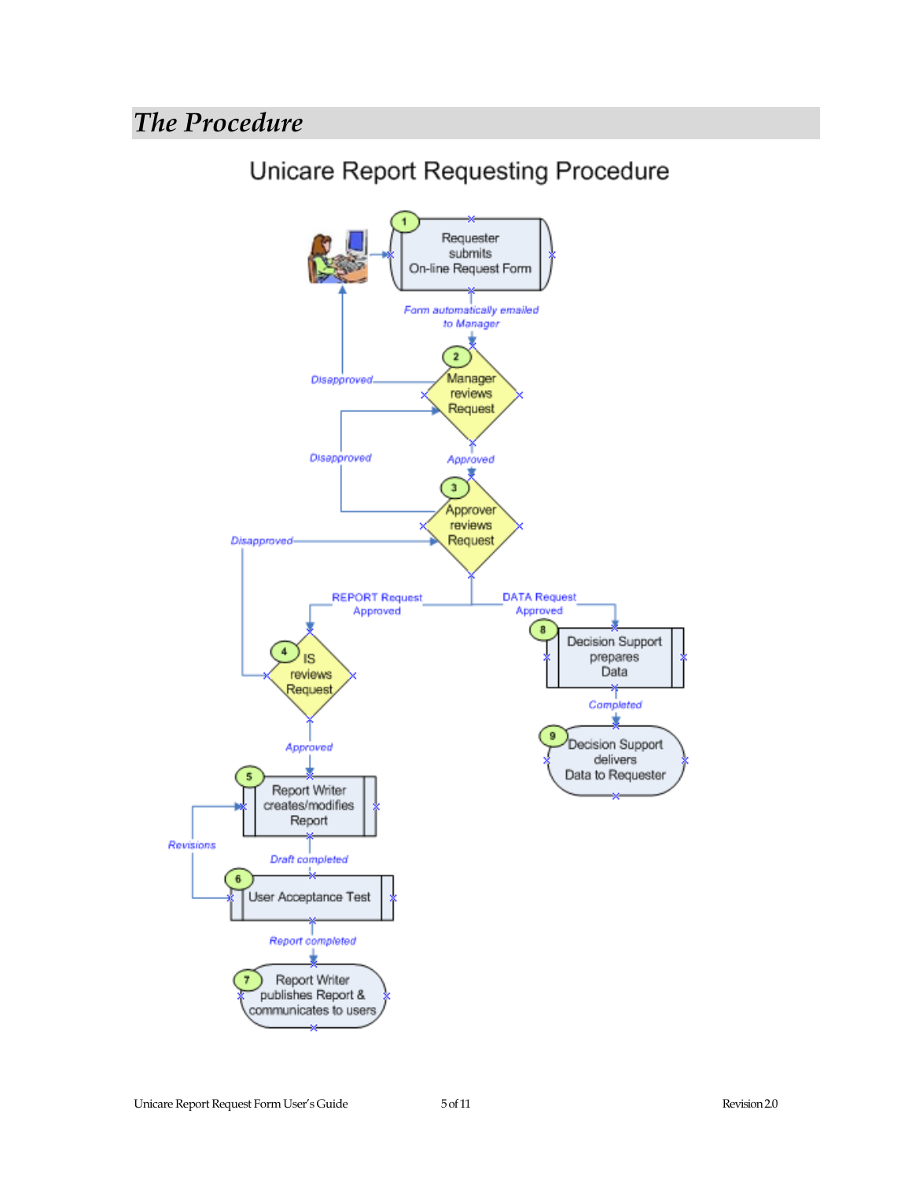## The Procedure

Unicare Report Requesting Procedure

1
Requester submits On-line Request Form

Form automatically emailed to Manager

2
Manager reviews Request

Disapproved

Disapproved

Approved

3
Approver reviews Request

Disapproved

REPORT Request Approved

DATA Request Approved

4
IS reviews Request

Approved

5
Report Writer creates/modifies Report

Revisions

Draft completed

6
User Acceptance Test

Report completed

7
Report Writer publishes Report & communicates to users

8
Decision Support prepares Data

Completed

9
Decision Support delivers Data to Requester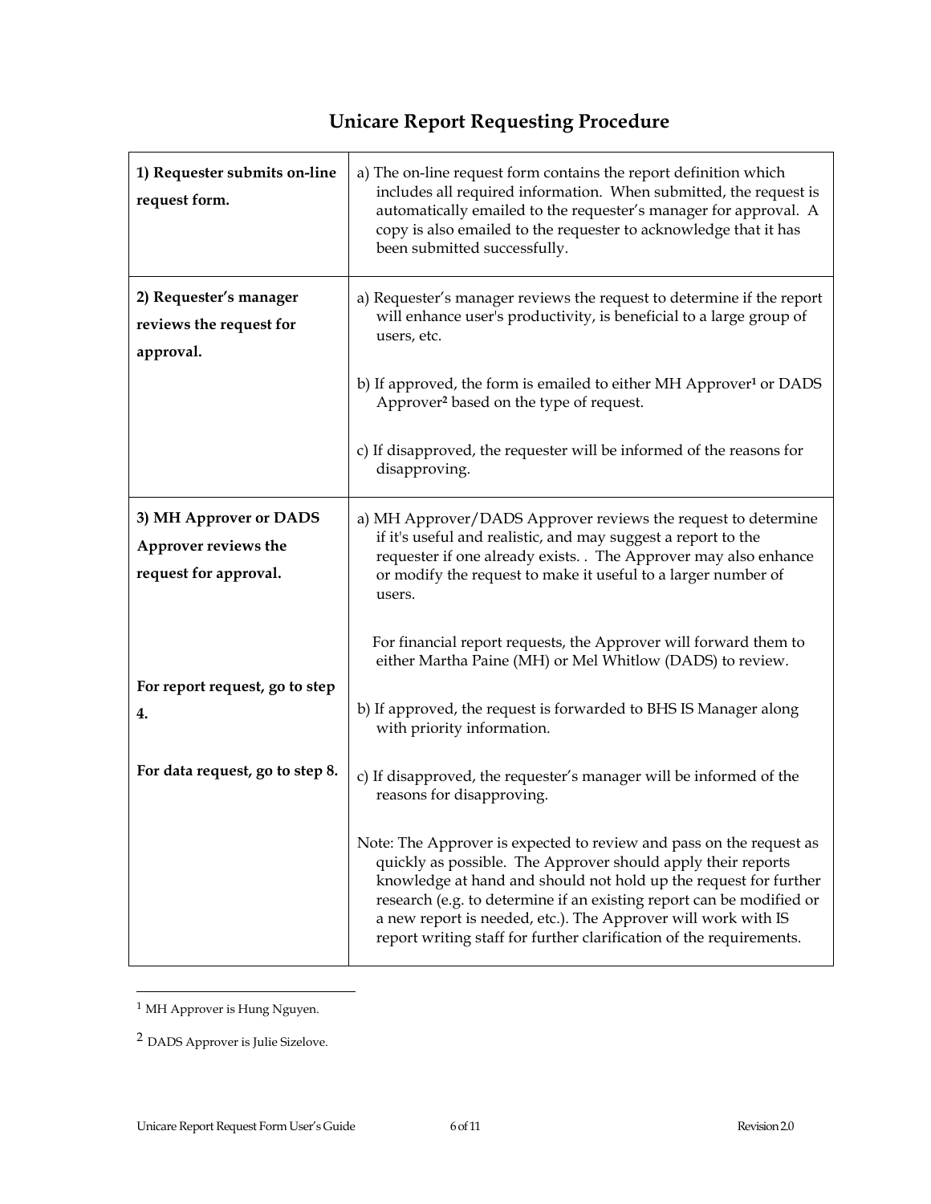# Unicare Report Requesting Procedure

| | |
|---|---|
| **1) Requester submits on-line request form.** | a) The on-line request form contains the report definition which includes all required information. When submitted, the request is automatically emailed to the requester's manager for approval. A copy is also emailed to the requester to acknowledge that it has been submitted successfully. |
| **2) Requester's manager reviews the request for approval.** | a) Requester's manager reviews the request to determine if the report will enhance user's productivity, is beneficial to a large group of users, etc.<br><br>b) If approved, the form is emailed to either MH Approver[1] or DADS Approver[2] based on the type of request.<br><br>c) If disapproved, the requester will be informed of the reasons for disapproving. |
| **3) MH Approver or DADS Approver reviews the request for approval.**<br><br>**For report request, go to step 4.**<br><br>**For data request, go to step 8.** | a) MH Approver/DADS Approver reviews the request to determine if it's useful and realistic, and may suggest a report to the requester if one already exists. . The Approver may also enhance or modify the request to make it useful to a larger number of users.<br><br>For financial report requests, the Approver will forward them to either Martha Paine (MH) or Mel Whitlow (DADS) to review.<br><br>b) If approved, the request is forwarded to BHS IS Manager along with priority information.<br><br>c) If disapproved, the requester's manager will be informed of the reasons for disapproving.<br><br>Note: The Approver is expected to review and pass on the request as quickly as possible. The Approver should apply their reports knowledge at hand and should not hold up the request for further research (e.g. to determine if an existing report can be modified or a new report is needed, etc.). The Approver will work with IS report writing staff for further clarification of the requirements. |

[1] MH Approver is Hung Nguyen.

[2] DADS Approver is Julie Sizelove.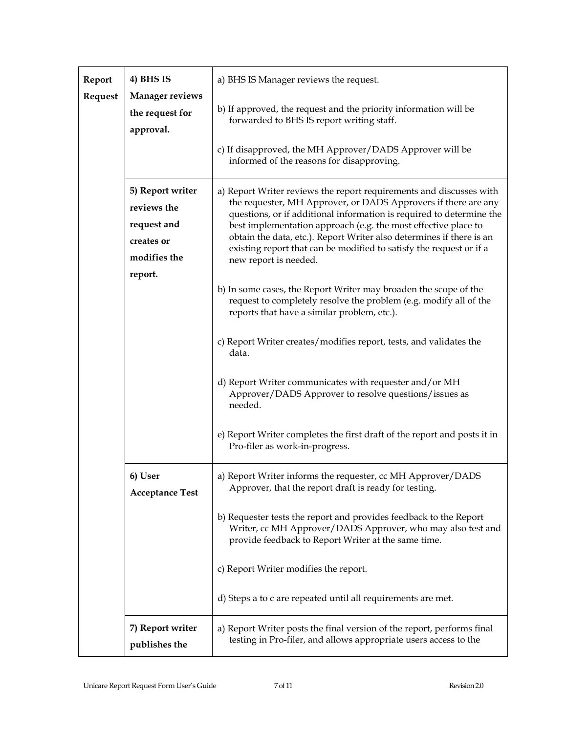| | | |
|---|---|---|
| **Report Request** | **4) BHS IS Manager reviews the request for approval.** | a) BHS IS Manager reviews the request.<br><br>b) If approved, the request and the priority information will be forwarded to BHS IS report writing staff.<br><br>c) If disapproved, the MH Approver/DADS Approver will be informed of the reasons for disapproving. |
| | **5) Report writer reviews the request and creates or modifies the report.** | a) Report Writer reviews the report requirements and discusses with the requester, MH Approver, or DADS Approvers if there are any questions, or if additional information is required to determine the best implementation approach (e.g. the most effective place to obtain the data, etc.). Report Writer also determines if there is an existing report that can be modified to satisfy the request or if a new report is needed.<br><br>b) In some cases, the Report Writer may broaden the scope of the request to completely resolve the problem (e.g. modify all of the reports that have a similar problem, etc.).<br><br>c) Report Writer creates/modifies report, tests, and validates the data.<br><br>d) Report Writer communicates with requester and/or MH Approver/DADS Approver to resolve questions/issues as needed.<br><br>e) Report Writer completes the first draft of the report and posts it in Pro-filer as work-in-progress. |
| | **6) User Acceptance Test** | a) Report Writer informs the requester, cc MH Approver/DADS Approver, that the report draft is ready for testing.<br><br>b) Requester tests the report and provides feedback to the Report Writer, cc MH Approver/DADS Approver, who may also test and provide feedback to Report Writer at the same time.<br><br>c) Report Writer modifies the report.<br><br>d) Steps a to c are repeated until all requirements are met. |
| | **7) Report writer publishes the** | a) Report Writer posts the final version of the report, performs final testing in Pro-filer, and allows appropriate users access to the |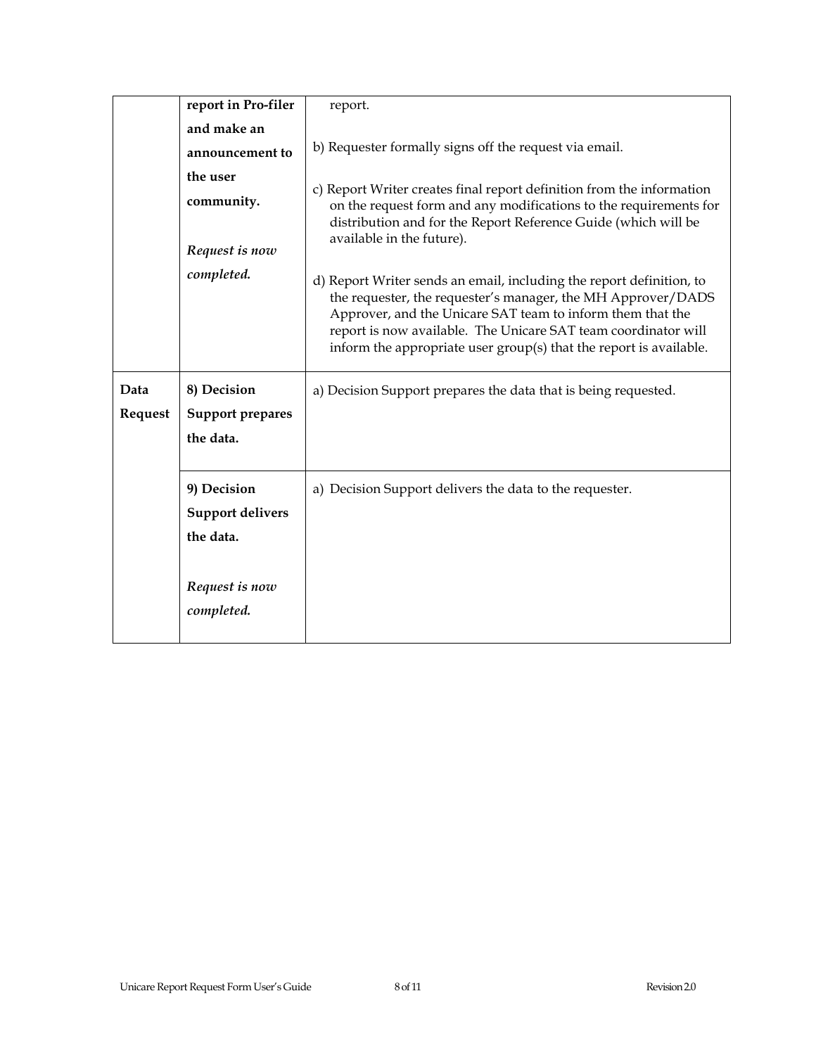| | | |
|---|---|---|
| | **report in Pro-filer and make an announcement to the user community.** <br><br> *Request is now completed.* | report. <br><br> b) Requester formally signs off the request via email. <br><br> c) Report Writer creates final report definition from the information on the request form and any modifications to the requirements for distribution and for the Report Reference Guide (which will be available in the future). <br><br> d) Report Writer sends an email, including the report definition, to the requester, the requester's manager, the MH Approver/DADS Approver, and the Unicare SAT team to inform them that the report is now available. The Unicare SAT team coordinator will inform the appropriate user group(s) that the report is available. |
| **Data Request** | **8) Decision Support prepares the data.** | a) Decision Support prepares the data that is being requested. |
| | **9) Decision Support delivers the data.** <br><br> *Request is now completed.* | a) Decision Support delivers the data to the requester. |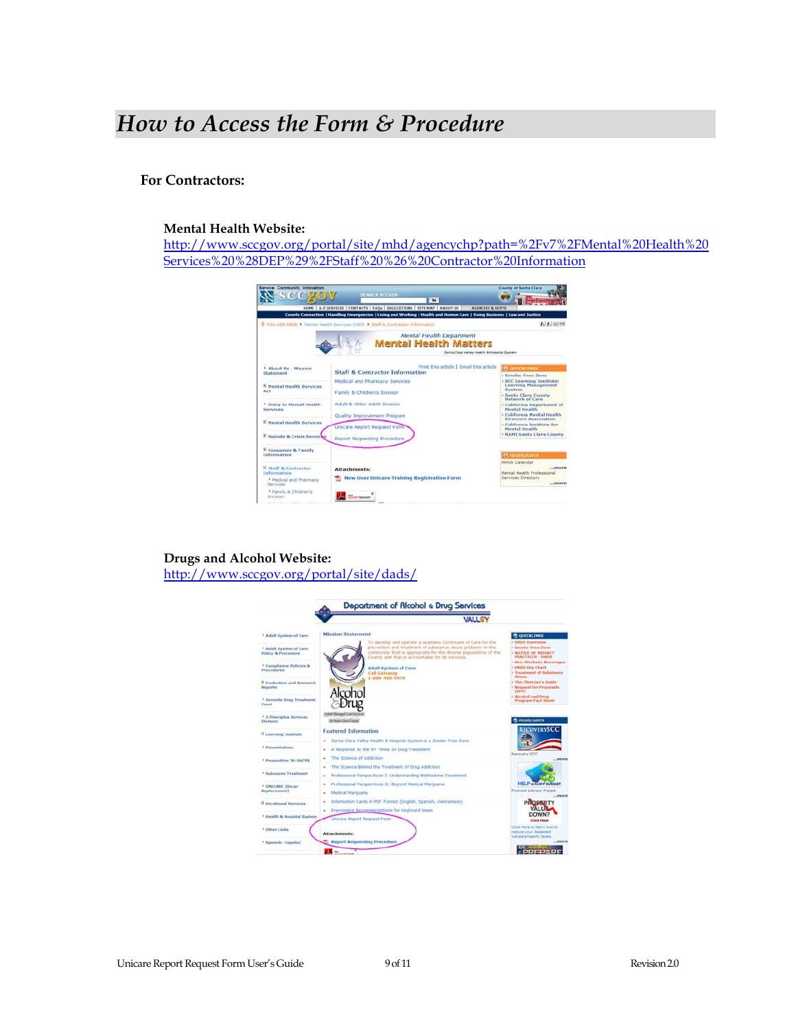# *How to Access the Form & Procedure*

**For Contractors:**

**Mental Health Website:**
http://www.sccgov.org/portal/site/mhd/agencychp?path=%2Fv7%2FMental%20Health%20Services%20%28DEP%29%2FStaff%20%26%20Contractor%20Information

**Drugs and Alcohol Website:**
http://www.sccgov.org/portal/site/dads/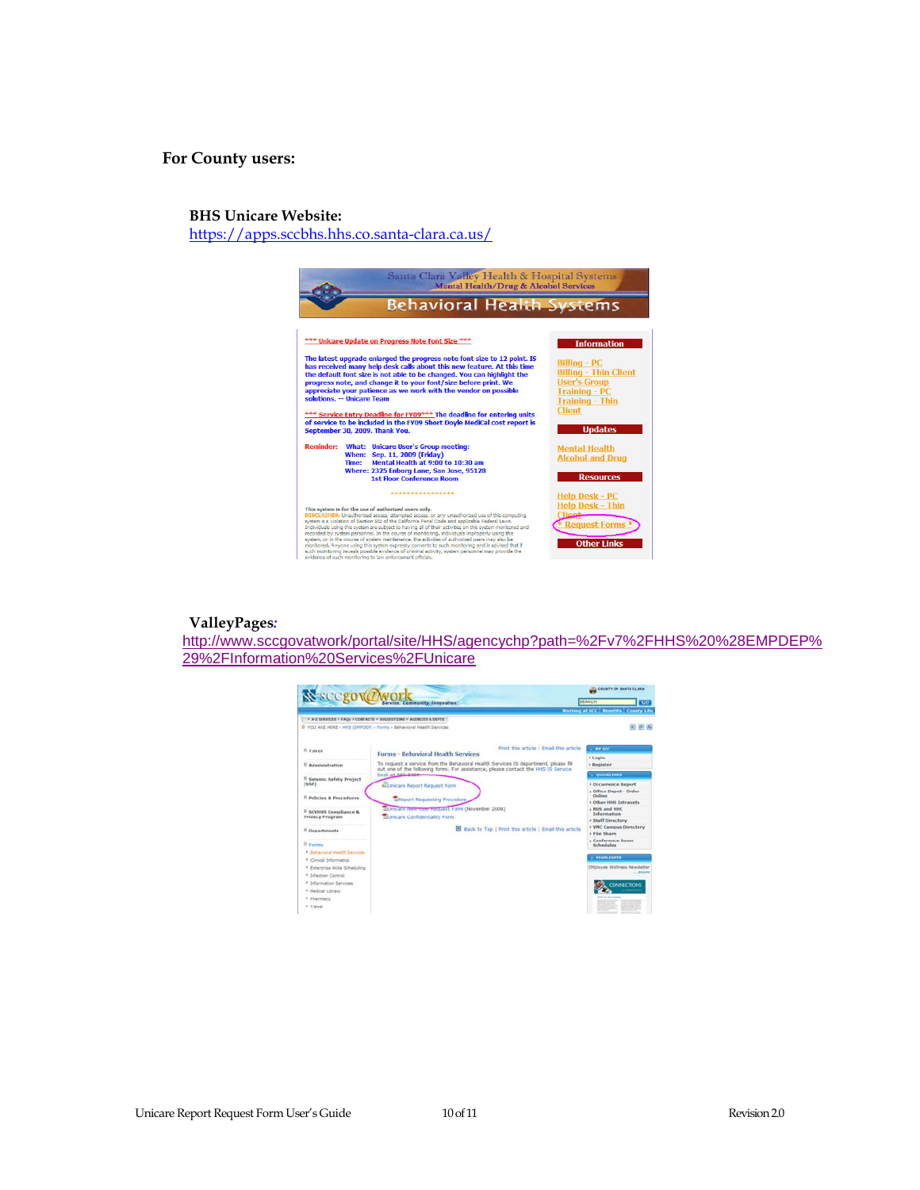**For County users:**

**BHS Unicare Website:**
https://apps.sccbhs.hhs.co.santa-clara.ca.us/

**ValleyPages:**
http://www.sccgovatwork/portal/site/HHS/agencychp?path=%2Fv7%2FHHS%20%28EMPDEP%29%2FInformation%20Services%2FUnicare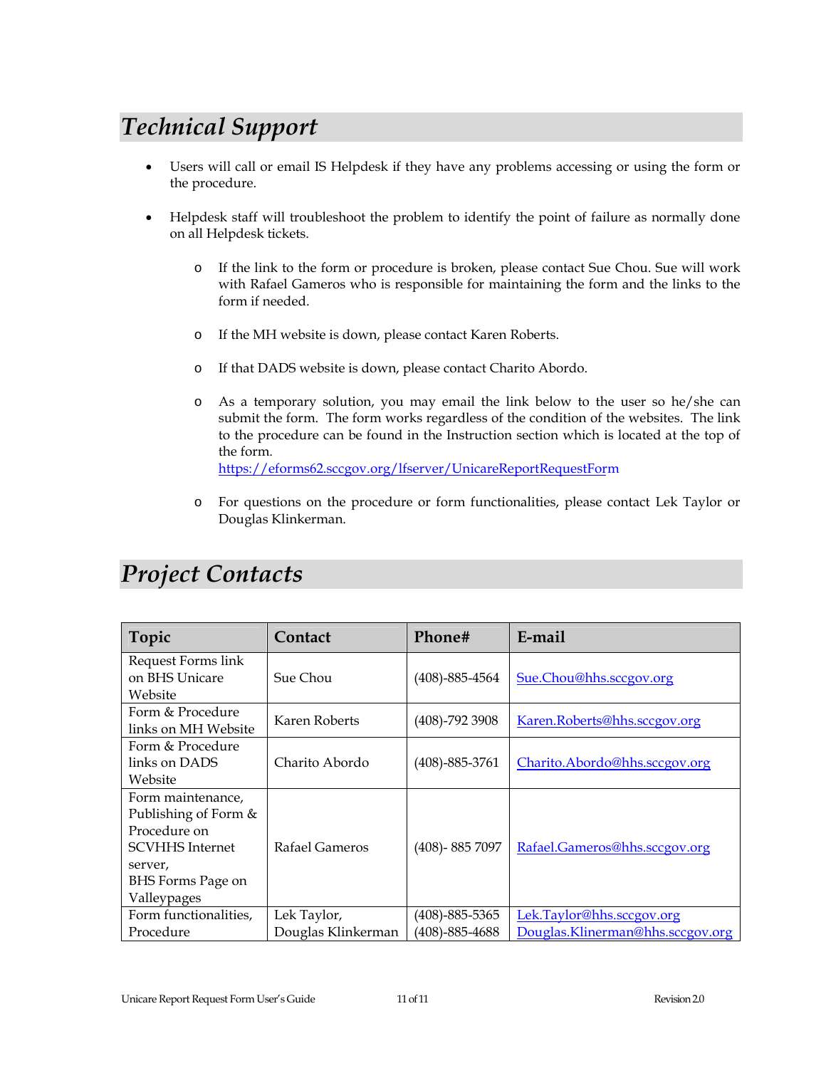# *Technical Support*

- Users will call or email IS Helpdesk if they have any problems accessing or using the form or the procedure.
- Helpdesk staff will troubleshoot the problem to identify the point of failure as normally done on all Helpdesk tickets.
  - If the link to the form or procedure is broken, please contact Sue Chou. Sue will work with Rafael Gameros who is responsible for maintaining the form and the links to the form if needed.
  - If the MH website is down, please contact Karen Roberts.
  - If that DADS website is down, please contact Charito Abordo.
  - As a temporary solution, you may email the link below to the user so he/she can submit the form. The form works regardless of the condition of the websites. The link to the procedure can be found in the Instruction section which is located at the top of the form.
    https://eforms62.sccgov.org/lfserver/UnicareReportRequestForm
  - For questions on the procedure or form functionalities, please contact Lek Taylor or Douglas Klinkerman.

# *Project Contacts*

| Topic | Contact | Phone# | E-mail |
|---|---|---|---|
| Request Forms link on BHS Unicare Website | Sue Chou | (408)-885-4564 | Sue.Chou@hhs.sccgov.org |
| Form & Procedure links on MH Website | Karen Roberts | (408)-792 3908 | Karen.Roberts@hhs.sccgov.org |
| Form & Procedure links on DADS Website | Charito Abordo | (408)-885-3761 | Charito.Abordo@hhs.sccgov.org |
| Form maintenance, Publishing of Form & Procedure on SCVHHS Internet server, BHS Forms Page on Valleypages | Rafael Gameros | (408)- 885 7097 | Rafael.Gameros@hhs.sccgov.org |
| Form functionalities, Procedure | Lek Taylor, Douglas Klinkerman | (408)-885-5365 (408)-885-4688 | Lek.Taylor@hhs.sccgov.org Douglas.Klinerman@hhs.sccgov.org |